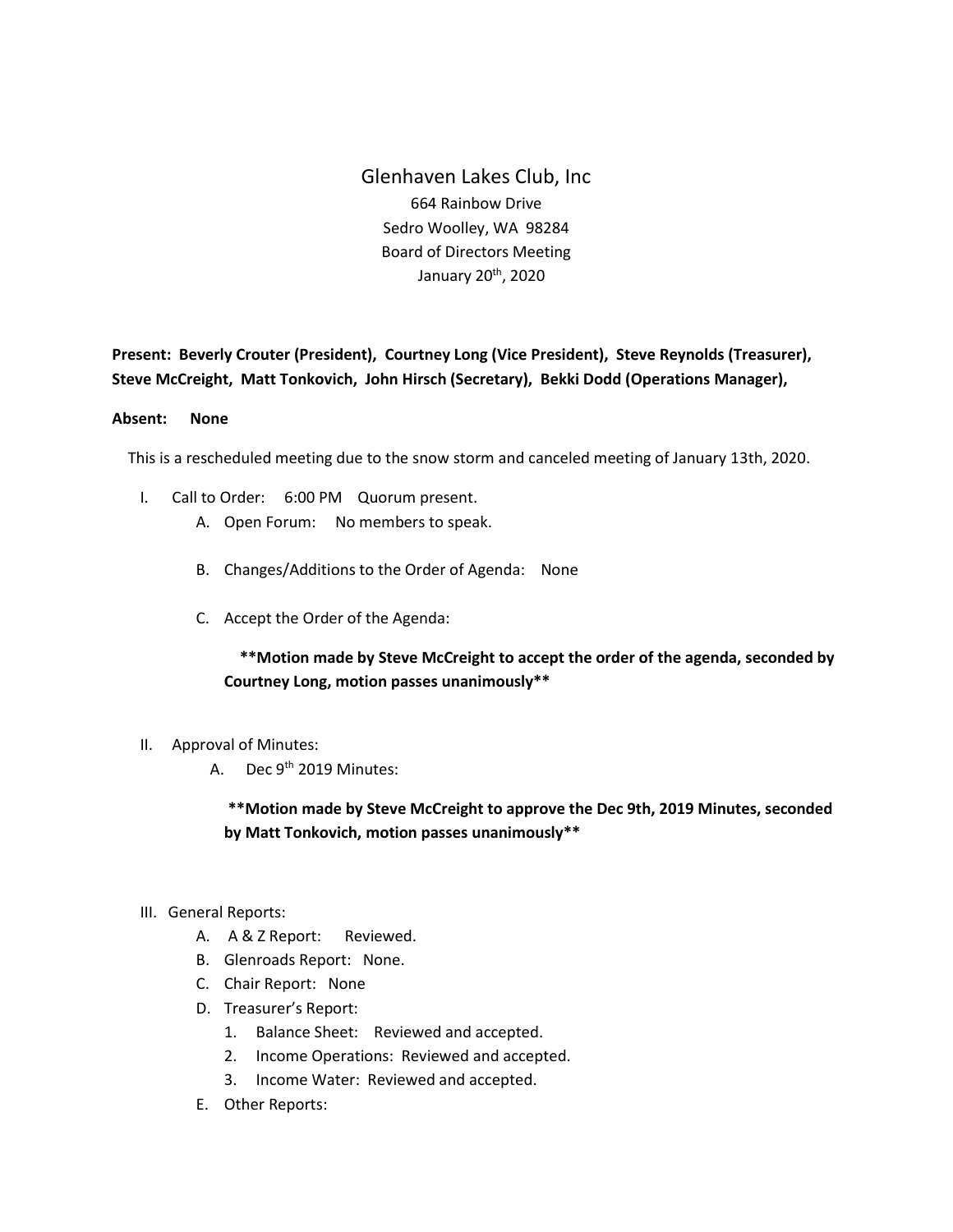# Glenhaven Lakes Club, Inc

664 Rainbow Drive
Sedro Woolley, WA 98284
Board of Directors Meeting
January 20th, 2020

**Present: Beverly Crouter (President), Courtney Long (Vice President), Steve Reynolds (Treasurer), Steve McCreight, Matt Tonkovich, John Hirsch (Secretary), Bekki Dodd (Operations Manager),**

**Absent: None**

This is a rescheduled meeting due to the snow storm and canceled meeting of January 13th, 2020.

I. Call to Order: 6:00 PM Quorum present.

   A. Open Forum: No members to speak.

   B. Changes/Additions to the Order of Agenda: None

   C. Accept the Order of the Agenda:

      **\*\*Motion made by Steve McCreight to accept the order of the agenda, seconded by Courtney Long, motion passes unanimously\*\***

II. Approval of Minutes:

   A. Dec 9th 2019 Minutes:

      **\*\*Motion made by Steve McCreight to approve the Dec 9th, 2019 Minutes, seconded by Matt Tonkovich, motion passes unanimously\*\***

III. General Reports:

   A. A & Z Report: Reviewed.

   B. Glenroads Report: None.

   C. Chair Report: None

   D. Treasurer's Report:

      1. Balance Sheet: Reviewed and accepted.
      2. Income Operations: Reviewed and accepted.
      3. Income Water: Reviewed and accepted.

   E. Other Reports: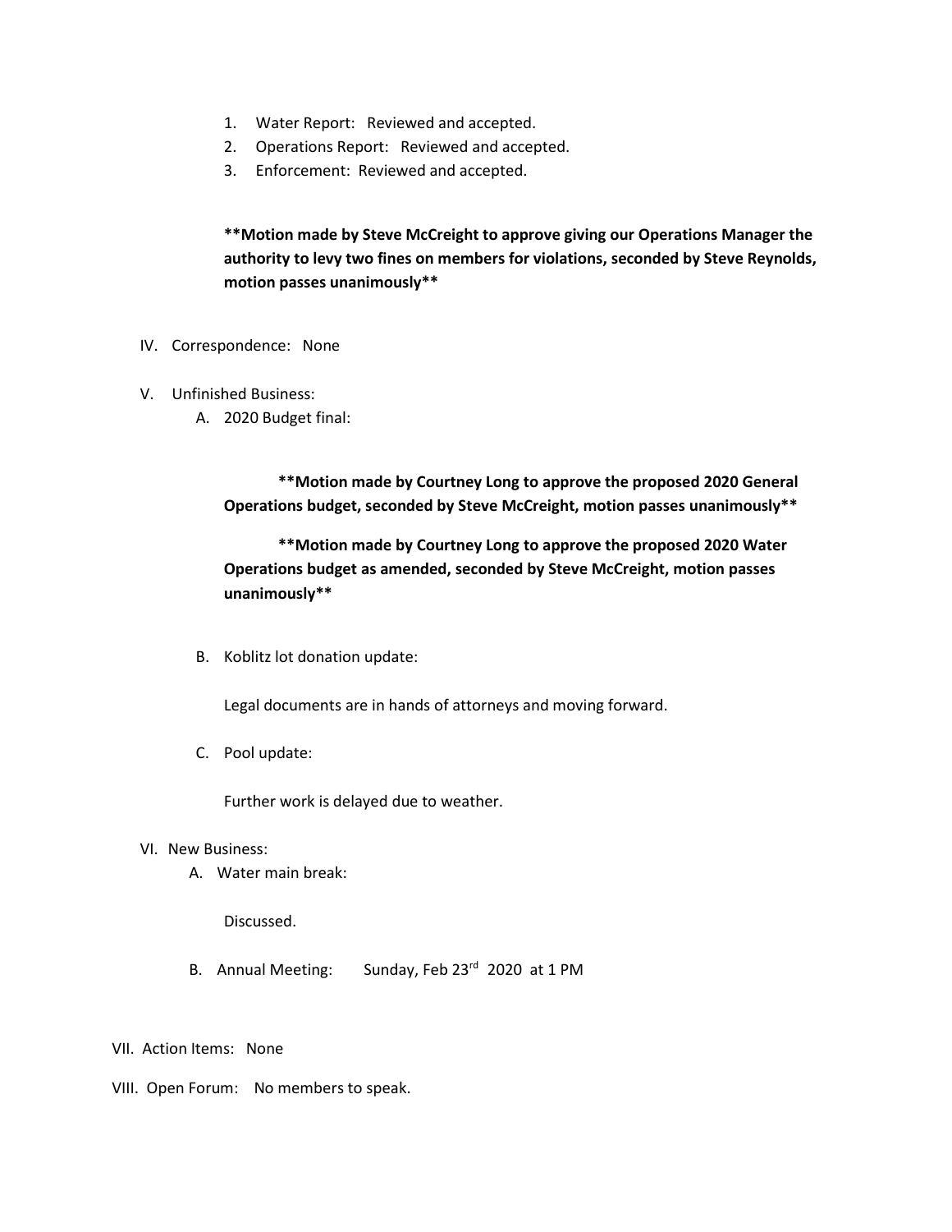1. Water Report: Reviewed and accepted.
2. Operations Report: Reviewed and accepted.
3. Enforcement: Reviewed and accepted.

**\*\*Motion made by Steve McCreight to approve giving our Operations Manager the authority to levy two fines on members for violations, seconded by Steve Reynolds, motion passes unanimously\*\***

IV. Correspondence: None

V. Unfinished Business:

A. 2020 Budget final:

**\*\*Motion made by Courtney Long to approve the proposed 2020 General Operations budget, seconded by Steve McCreight, motion passes unanimously\*\***

**\*\*Motion made by Courtney Long to approve the proposed 2020 Water Operations budget as amended, seconded by Steve McCreight, motion passes unanimously\*\***

B. Koblitz lot donation update:

Legal documents are in hands of attorneys and moving forward.

C. Pool update:

Further work is delayed due to weather.

VI. New Business:

A. Water main break:

Discussed.

B. Annual Meeting: Sunday, Feb 23rd 2020 at 1 PM

VII. Action Items: None

VIII. Open Forum: No members to speak.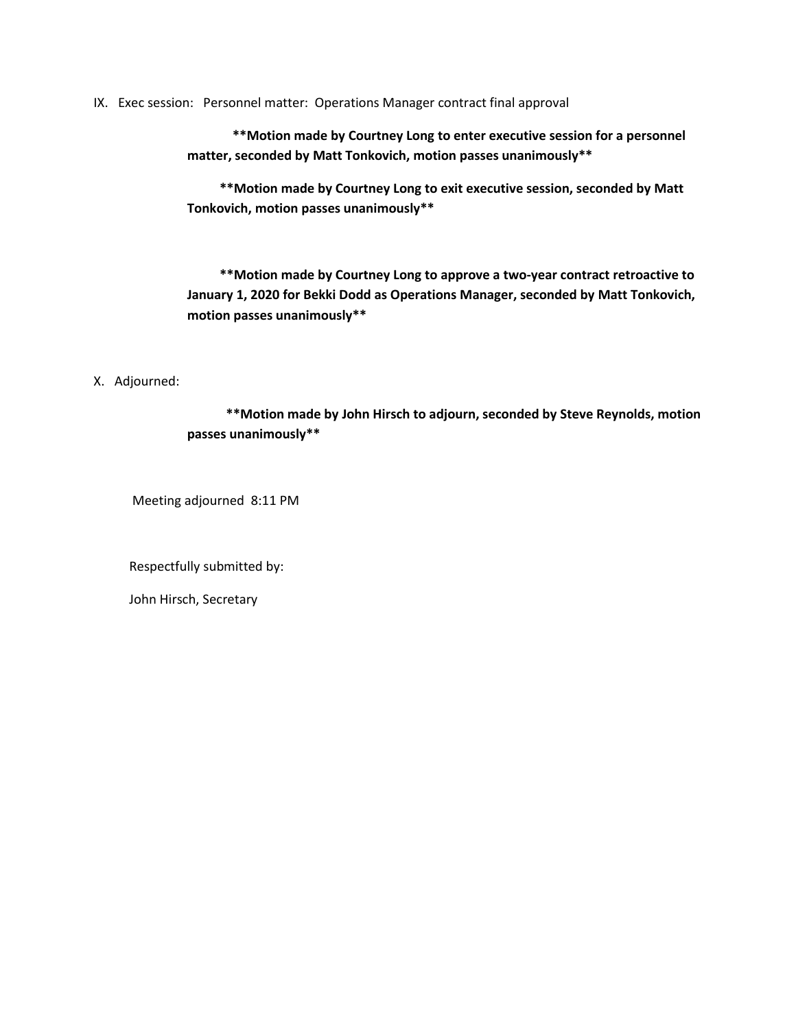IX. Exec session: Personnel matter: Operations Manager contract final approval

**\*\*Motion made by Courtney Long to enter executive session for a personnel matter, seconded by Matt Tonkovich, motion passes unanimously\*\***

**\*\*Motion made by Courtney Long to exit executive session, seconded by Matt Tonkovich, motion passes unanimously\*\***

**\*\*Motion made by Courtney Long to approve a two-year contract retroactive to January 1, 2020 for Bekki Dodd as Operations Manager, seconded by Matt Tonkovich, motion passes unanimously\*\***

X. Adjourned:

**\*\*Motion made by John Hirsch to adjourn, seconded by Steve Reynolds, motion passes unanimously\*\***

Meeting adjourned 8:11 PM

Respectfully submitted by:

John Hirsch, Secretary